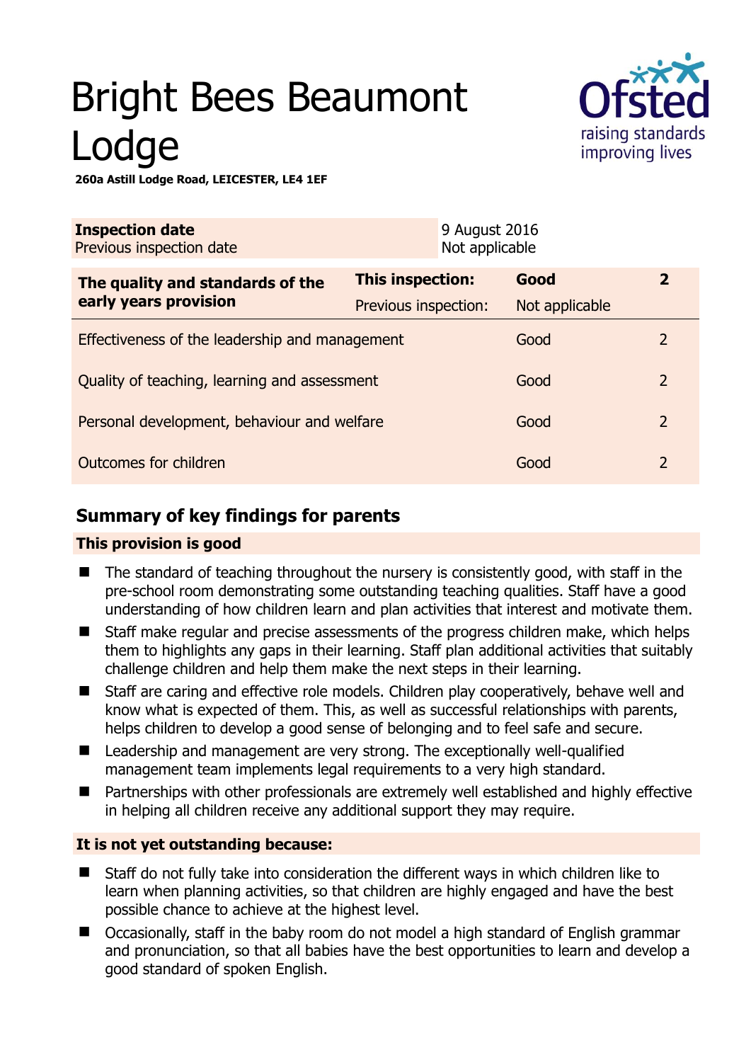# Bright Bees Beaumont Lodge

**260a Astill Lodge Road, LEICESTER, LE4 1EF**

| **Inspection date** | 9 August 2016 |
|---|---|
| Previous inspection date | Not applicable |

| **The quality and standards of the early years provision** | **This inspection:** | **Good** | **2** |
|---|---|---|---|
| | Previous inspection: | Not applicable | |
| Effectiveness of the leadership and management | | Good | 2 |
| Quality of teaching, learning and assessment | | Good | 2 |
| Personal development, behaviour and welfare | | Good | 2 |
| Outcomes for children | | Good | 2 |

## Summary of key findings for parents

### This provision is good

- The standard of teaching throughout the nursery is consistently good, with staff in the pre-school room demonstrating some outstanding teaching qualities. Staff have a good understanding of how children learn and plan activities that interest and motivate them.
- Staff make regular and precise assessments of the progress children make, which helps them to highlights any gaps in their learning. Staff plan additional activities that suitably challenge children and help them make the next steps in their learning.
- Staff are caring and effective role models. Children play cooperatively, behave well and know what is expected of them. This, as well as successful relationships with parents, helps children to develop a good sense of belonging and to feel safe and secure.
- Leadership and management are very strong. The exceptionally well-qualified management team implements legal requirements to a very high standard.
- Partnerships with other professionals are extremely well established and highly effective in helping all children receive any additional support they may require.

### It is not yet outstanding because:

- Staff do not fully take into consideration the different ways in which children like to learn when planning activities, so that children are highly engaged and have the best possible chance to achieve at the highest level.
- Occasionally, staff in the baby room do not model a high standard of English grammar and pronunciation, so that all babies have the best opportunities to learn and develop a good standard of spoken English.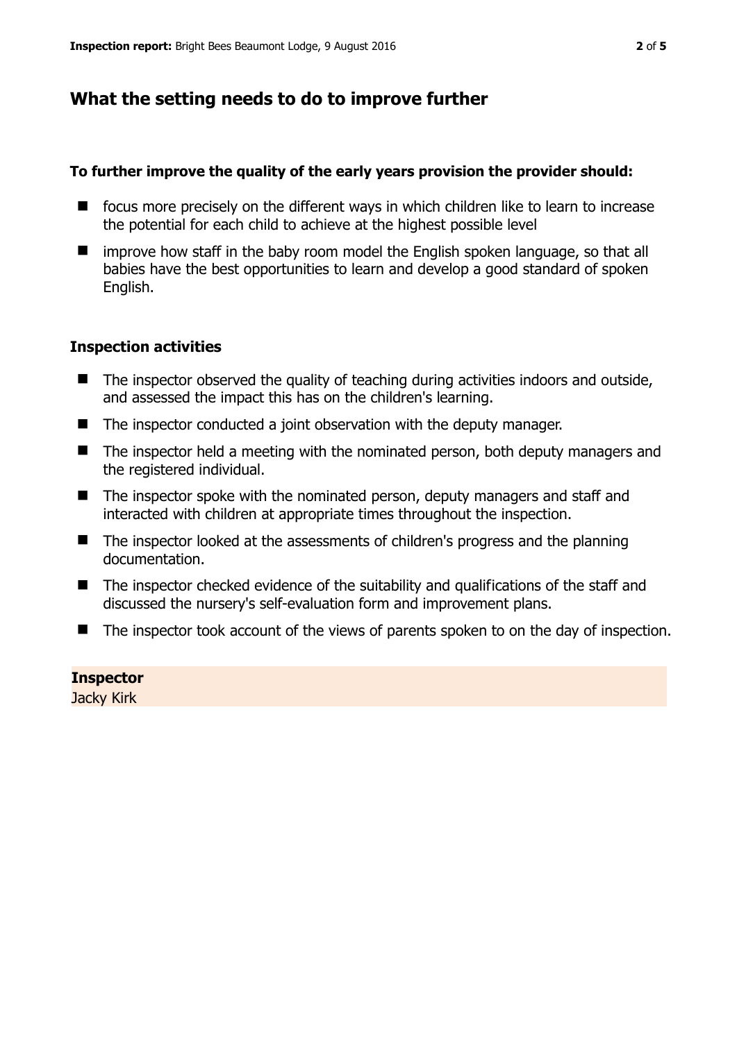## What the setting needs to do to improve further

**To further improve the quality of the early years provision the provider should:**

- focus more precisely on the different ways in which children like to learn to increase the potential for each child to achieve at the highest possible level
- improve how staff in the baby room model the English spoken language, so that all babies have the best opportunities to learn and develop a good standard of spoken English.

### Inspection activities

- The inspector observed the quality of teaching during activities indoors and outside, and assessed the impact this has on the children's learning.
- The inspector conducted a joint observation with the deputy manager.
- The inspector held a meeting with the nominated person, both deputy managers and the registered individual.
- The inspector spoke with the nominated person, deputy managers and staff and interacted with children at appropriate times throughout the inspection.
- The inspector looked at the assessments of children's progress and the planning documentation.
- The inspector checked evidence of the suitability and qualifications of the staff and discussed the nursery's self-evaluation form and improvement plans.
- The inspector took account of the views of parents spoken to on the day of inspection.

**Inspector**
Jacky Kirk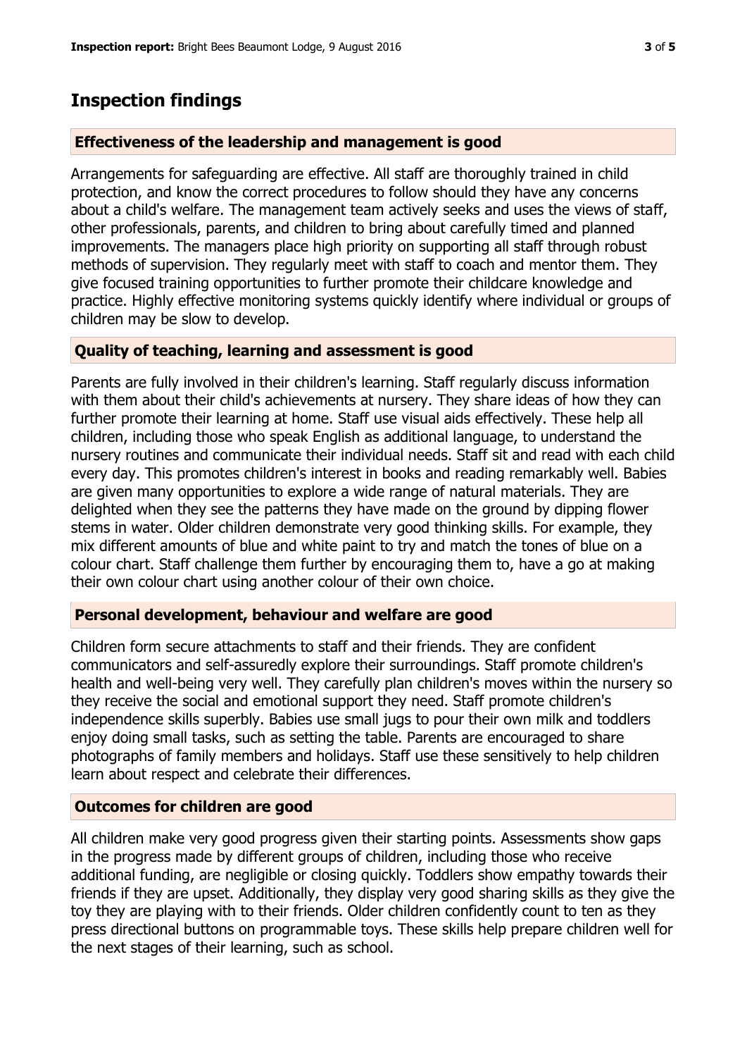## Inspection findings

### Effectiveness of the leadership and management is good

Arrangements for safeguarding are effective. All staff are thoroughly trained in child protection, and know the correct procedures to follow should they have any concerns about a child's welfare. The management team actively seeks and uses the views of staff, other professionals, parents, and children to bring about carefully timed and planned improvements. The managers place high priority on supporting all staff through robust methods of supervision. They regularly meet with staff to coach and mentor them. They give focused training opportunities to further promote their childcare knowledge and practice. Highly effective monitoring systems quickly identify where individual or groups of children may be slow to develop.

### Quality of teaching, learning and assessment is good

Parents are fully involved in their children's learning. Staff regularly discuss information with them about their child's achievements at nursery. They share ideas of how they can further promote their learning at home. Staff use visual aids effectively. These help all children, including those who speak English as additional language, to understand the nursery routines and communicate their individual needs. Staff sit and read with each child every day. This promotes children's interest in books and reading remarkably well. Babies are given many opportunities to explore a wide range of natural materials. They are delighted when they see the patterns they have made on the ground by dipping flower stems in water. Older children demonstrate very good thinking skills. For example, they mix different amounts of blue and white paint to try and match the tones of blue on a colour chart. Staff challenge them further by encouraging them to, have a go at making their own colour chart using another colour of their own choice.

### Personal development, behaviour and welfare are good

Children form secure attachments to staff and their friends. They are confident communicators and self-assuredly explore their surroundings. Staff promote children's health and well-being very well. They carefully plan children's moves within the nursery so they receive the social and emotional support they need. Staff promote children's independence skills superbly. Babies use small jugs to pour their own milk and toddlers enjoy doing small tasks, such as setting the table. Parents are encouraged to share photographs of family members and holidays. Staff use these sensitively to help children learn about respect and celebrate their differences.

### Outcomes for children are good

All children make very good progress given their starting points. Assessments show gaps in the progress made by different groups of children, including those who receive additional funding, are negligible or closing quickly. Toddlers show empathy towards their friends if they are upset. Additionally, they display very good sharing skills as they give the toy they are playing with to their friends. Older children confidently count to ten as they press directional buttons on programmable toys. These skills help prepare children well for the next stages of their learning, such as school.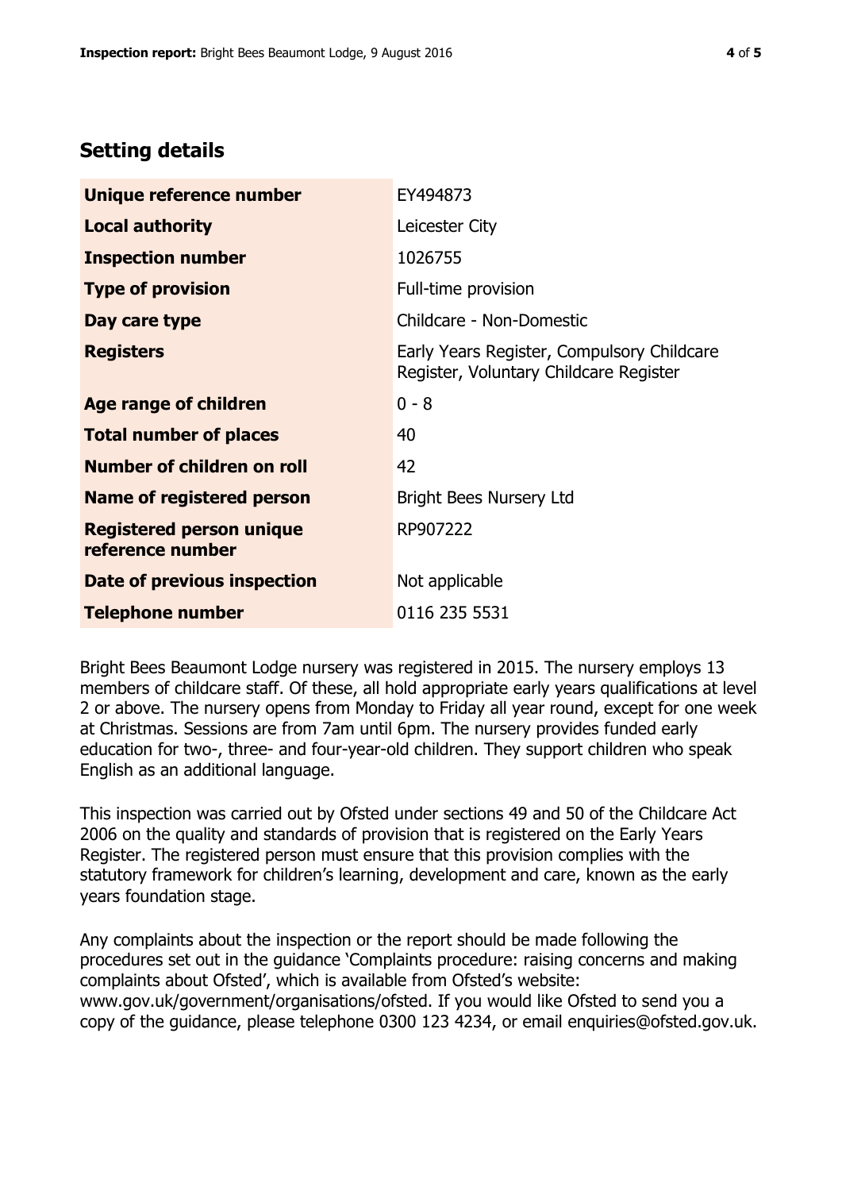## Setting details

| | |
|---|---|
| **Unique reference number** | EY494873 |
| **Local authority** | Leicester City |
| **Inspection number** | 1026755 |
| **Type of provision** | Full-time provision |
| **Day care type** | Childcare - Non-Domestic |
| **Registers** | Early Years Register, Compulsory Childcare Register, Voluntary Childcare Register |
| **Age range of children** | 0 - 8 |
| **Total number of places** | 40 |
| **Number of children on roll** | 42 |
| **Name of registered person** | Bright Bees Nursery Ltd |
| **Registered person unique reference number** | RP907222 |
| **Date of previous inspection** | Not applicable |
| **Telephone number** | 0116 235 5531 |

Bright Bees Beaumont Lodge nursery was registered in 2015. The nursery employs 13 members of childcare staff. Of these, all hold appropriate early years qualifications at level 2 or above. The nursery opens from Monday to Friday all year round, except for one week at Christmas. Sessions are from 7am until 6pm. The nursery provides funded early education for two-, three- and four-year-old children. They support children who speak English as an additional language.

This inspection was carried out by Ofsted under sections 49 and 50 of the Childcare Act 2006 on the quality and standards of provision that is registered on the Early Years Register. The registered person must ensure that this provision complies with the statutory framework for children's learning, development and care, known as the early years foundation stage.

Any complaints about the inspection or the report should be made following the procedures set out in the guidance 'Complaints procedure: raising concerns and making complaints about Ofsted', which is available from Ofsted's website: www.gov.uk/government/organisations/ofsted. If you would like Ofsted to send you a copy of the guidance, please telephone 0300 123 4234, or email enquiries@ofsted.gov.uk.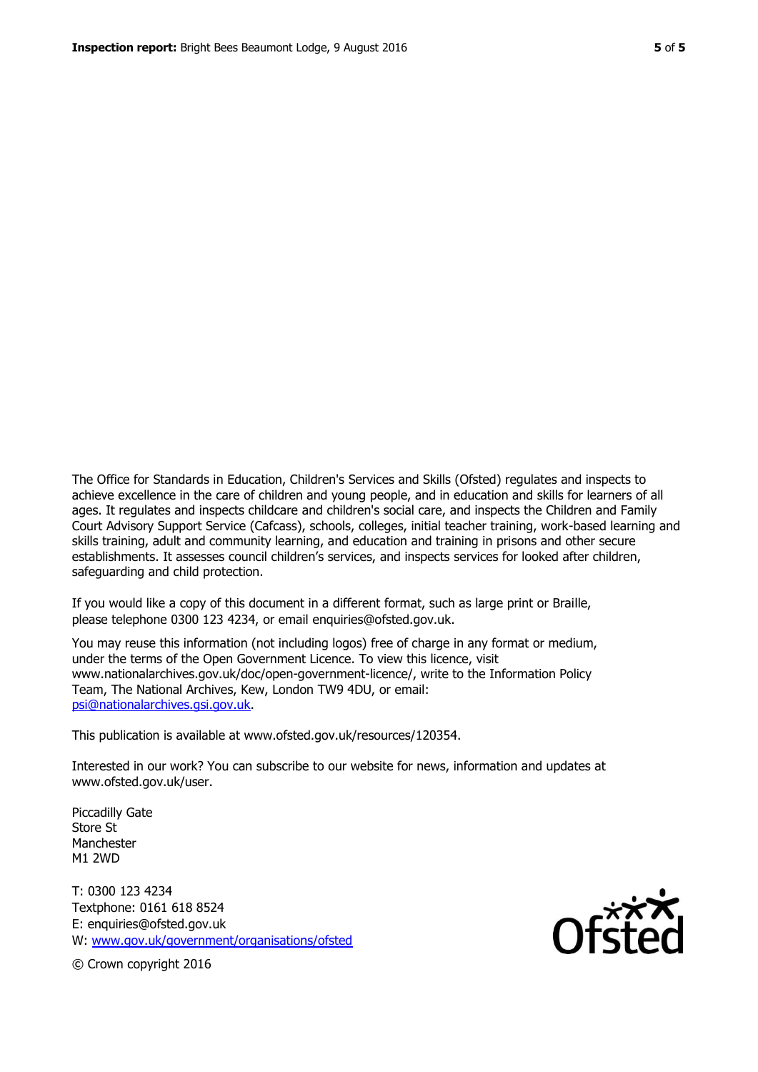The Office for Standards in Education, Children's Services and Skills (Ofsted) regulates and inspects to achieve excellence in the care of children and young people, and in education and skills for learners of all ages. It regulates and inspects childcare and children's social care, and inspects the Children and Family Court Advisory Support Service (Cafcass), schools, colleges, initial teacher training, work-based learning and skills training, adult and community learning, and education and training in prisons and other secure establishments. It assesses council children's services, and inspects services for looked after children, safeguarding and child protection.

If you would like a copy of this document in a different format, such as large print or Braille, please telephone 0300 123 4234, or email enquiries@ofsted.gov.uk.

You may reuse this information (not including logos) free of charge in any format or medium, under the terms of the Open Government Licence. To view this licence, visit www.nationalarchives.gov.uk/doc/open-government-licence/, write to the Information Policy Team, The National Archives, Kew, London TW9 4DU, or email: psi@nationalarchives.gsi.gov.uk.

This publication is available at www.ofsted.gov.uk/resources/120354.

Interested in our work? You can subscribe to our website for news, information and updates at www.ofsted.gov.uk/user.

Piccadilly Gate
Store St
Manchester
M1 2WD

T: 0300 123 4234
Textphone: 0161 618 8524
E: enquiries@ofsted.gov.uk
W: www.gov.uk/government/organisations/ofsted

© Crown copyright 2016